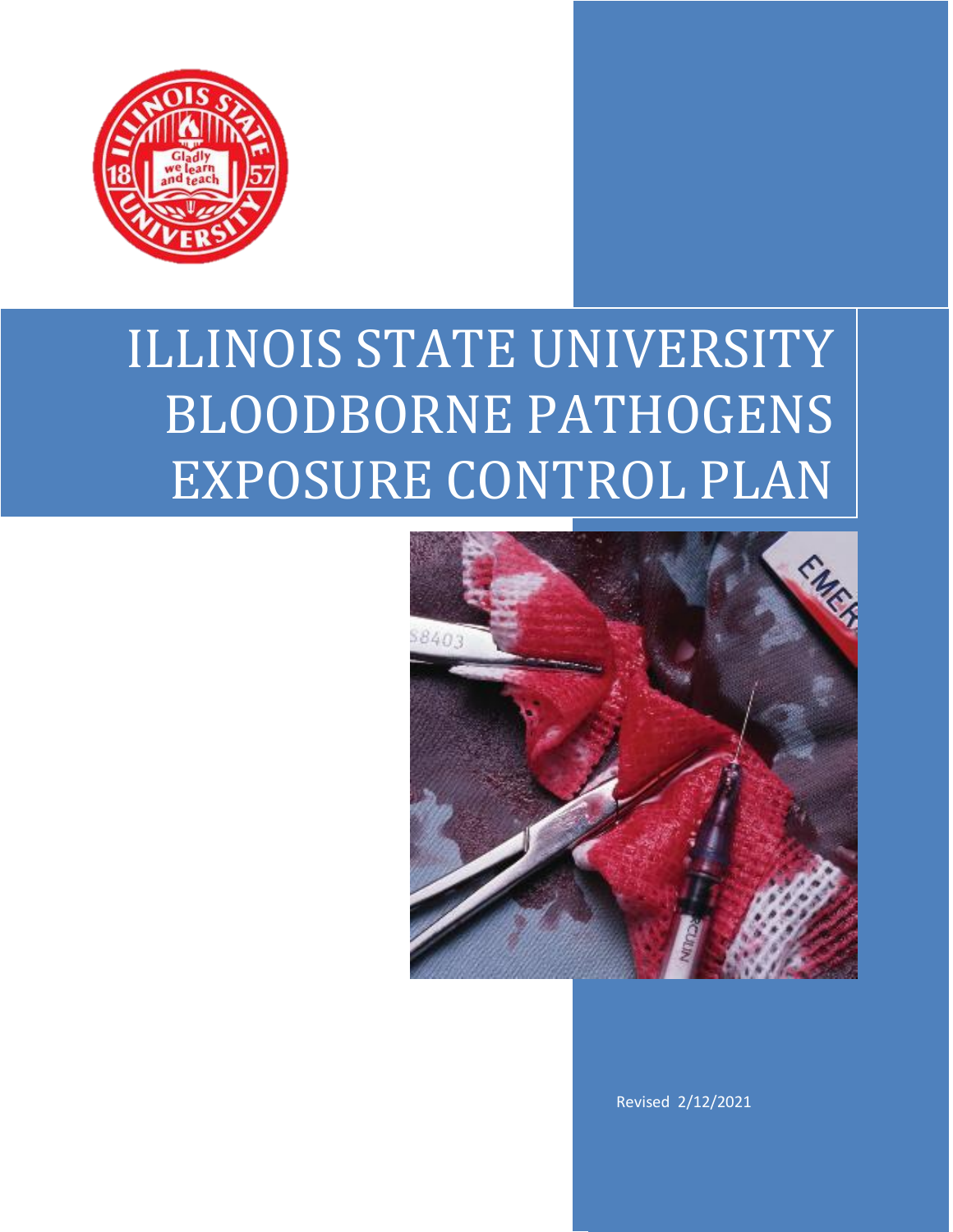# ILLINOIS STATE UNIVERSITY BLOODBORNE PATHOGENS EXPOSURE CONTROL PLAN

Revised 2/12/2021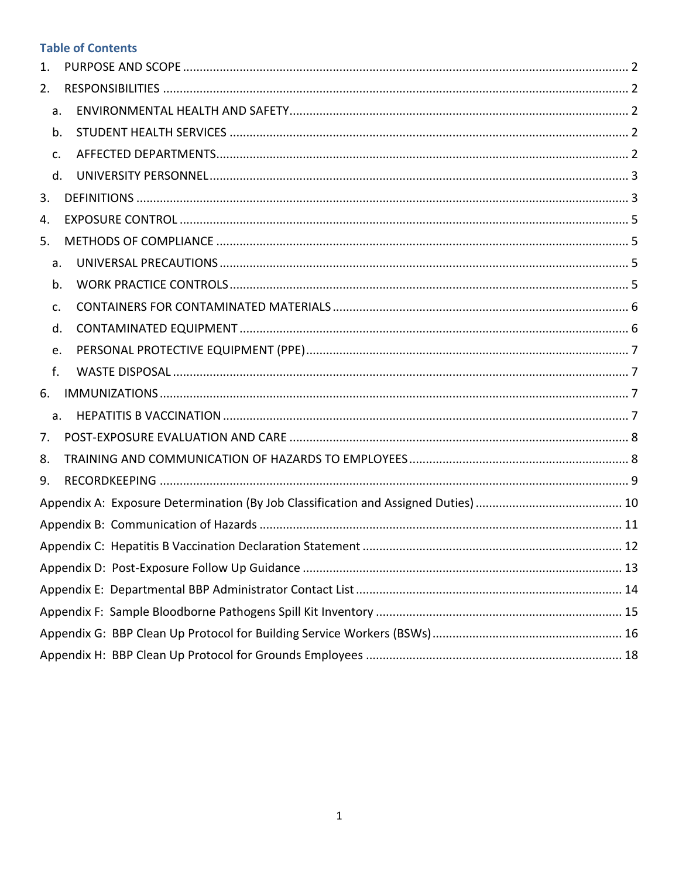## Table of Contents

1. PURPOSE AND SCOPE .......... 2
2. RESPONSIBILITIES .......... 2
   - a. ENVIRONMENTAL HEALTH AND SAFETY .......... 2
   - b. STUDENT HEALTH SERVICES .......... 2
   - c. AFFECTED DEPARTMENTS .......... 2
   - d. UNIVERSITY PERSONNEL .......... 3
3. DEFINITIONS .......... 3
4. EXPOSURE CONTROL .......... 5
5. METHODS OF COMPLIANCE .......... 5
   - a. UNIVERSAL PRECAUTIONS .......... 5
   - b. WORK PRACTICE CONTROLS .......... 5
   - c. CONTAINERS FOR CONTAMINATED MATERIALS .......... 6
   - d. CONTAMINATED EQUIPMENT .......... 6
   - e. PERSONAL PROTECTIVE EQUIPMENT (PPE) .......... 7
   - f. WASTE DISPOSAL .......... 7
6. IMMUNIZATIONS .......... 7
   - a. HEPATITIS B VACCINATION .......... 7
7. POST-EXPOSURE EVALUATION AND CARE .......... 8
8. TRAINING AND COMMUNICATION OF HAZARDS TO EMPLOYEES .......... 8
9. RECORDKEEPING .......... 9

Appendix A: Exposure Determination (By Job Classification and Assigned Duties) .......... 10

Appendix B: Communication of Hazards .......... 11

Appendix C: Hepatitis B Vaccination Declaration Statement .......... 12

Appendix D: Post-Exposure Follow Up Guidance .......... 13

Appendix E: Departmental BBP Administrator Contact List .......... 14

Appendix F: Sample Bloodborne Pathogens Spill Kit Inventory .......... 15

Appendix G: BBP Clean Up Protocol for Building Service Workers (BSWs) .......... 16

Appendix H: BBP Clean Up Protocol for Grounds Employees .......... 18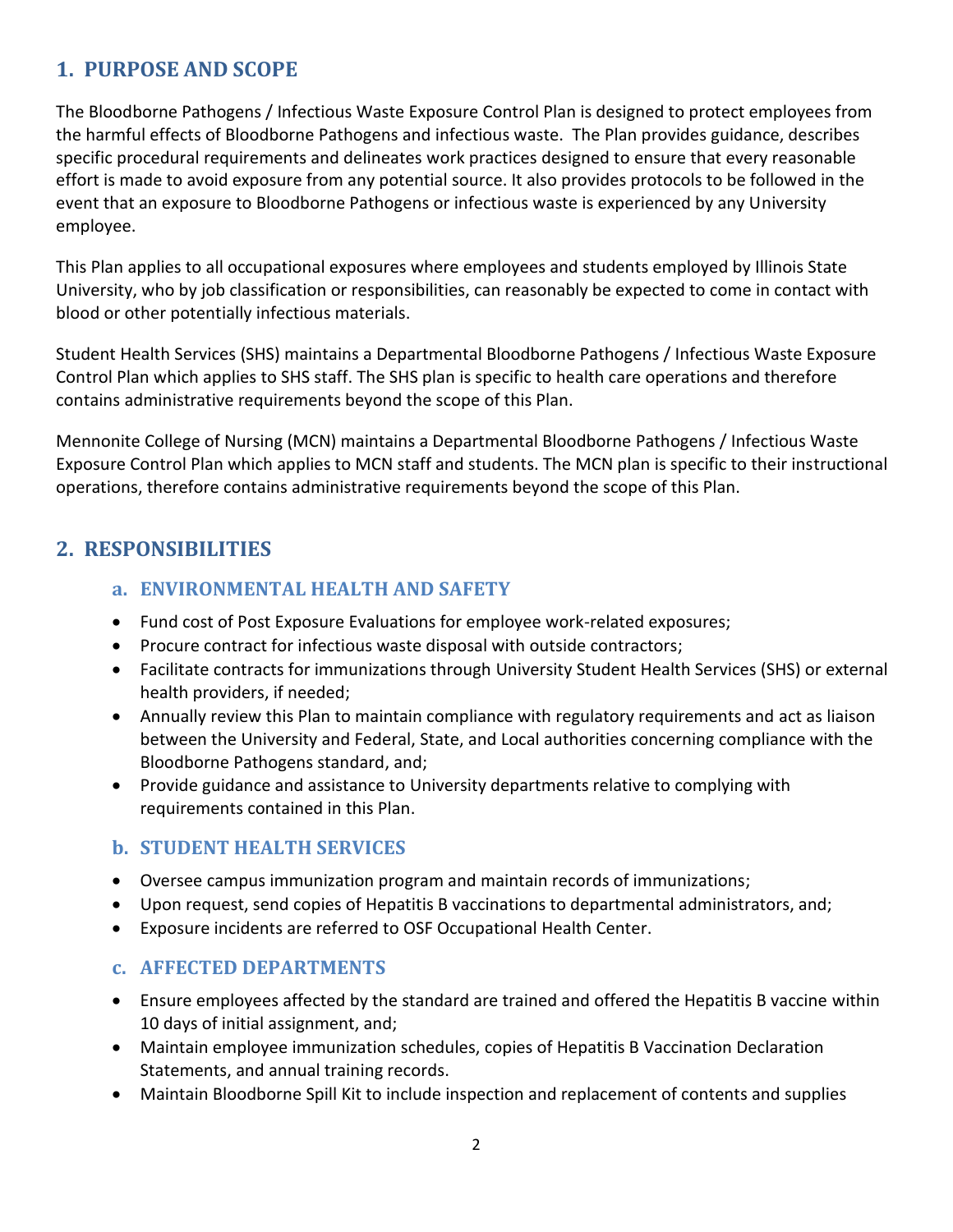## 1. PURPOSE AND SCOPE

The Bloodborne Pathogens / Infectious Waste Exposure Control Plan is designed to protect employees from the harmful effects of Bloodborne Pathogens and infectious waste. The Plan provides guidance, describes specific procedural requirements and delineates work practices designed to ensure that every reasonable effort is made to avoid exposure from any potential source. It also provides protocols to be followed in the event that an exposure to Bloodborne Pathogens or infectious waste is experienced by any University employee.

This Plan applies to all occupational exposures where employees and students employed by Illinois State University, who by job classification or responsibilities, can reasonably be expected to come in contact with blood or other potentially infectious materials.

Student Health Services (SHS) maintains a Departmental Bloodborne Pathogens / Infectious Waste Exposure Control Plan which applies to SHS staff. The SHS plan is specific to health care operations and therefore contains administrative requirements beyond the scope of this Plan.

Mennonite College of Nursing (MCN) maintains a Departmental Bloodborne Pathogens / Infectious Waste Exposure Control Plan which applies to MCN staff and students. The MCN plan is specific to their instructional operations, therefore contains administrative requirements beyond the scope of this Plan.

## 2. RESPONSIBILITIES

### a. ENVIRONMENTAL HEALTH AND SAFETY

- Fund cost of Post Exposure Evaluations for employee work-related exposures;
- Procure contract for infectious waste disposal with outside contractors;
- Facilitate contracts for immunizations through University Student Health Services (SHS) or external health providers, if needed;
- Annually review this Plan to maintain compliance with regulatory requirements and act as liaison between the University and Federal, State, and Local authorities concerning compliance with the Bloodborne Pathogens standard, and;
- Provide guidance and assistance to University departments relative to complying with requirements contained in this Plan.

### b. STUDENT HEALTH SERVICES

- Oversee campus immunization program and maintain records of immunizations;
- Upon request, send copies of Hepatitis B vaccinations to departmental administrators, and;
- Exposure incidents are referred to OSF Occupational Health Center.

### c. AFFECTED DEPARTMENTS

- Ensure employees affected by the standard are trained and offered the Hepatitis B vaccine within 10 days of initial assignment, and;
- Maintain employee immunization schedules, copies of Hepatitis B Vaccination Declaration Statements, and annual training records.
- Maintain Bloodborne Spill Kit to include inspection and replacement of contents and supplies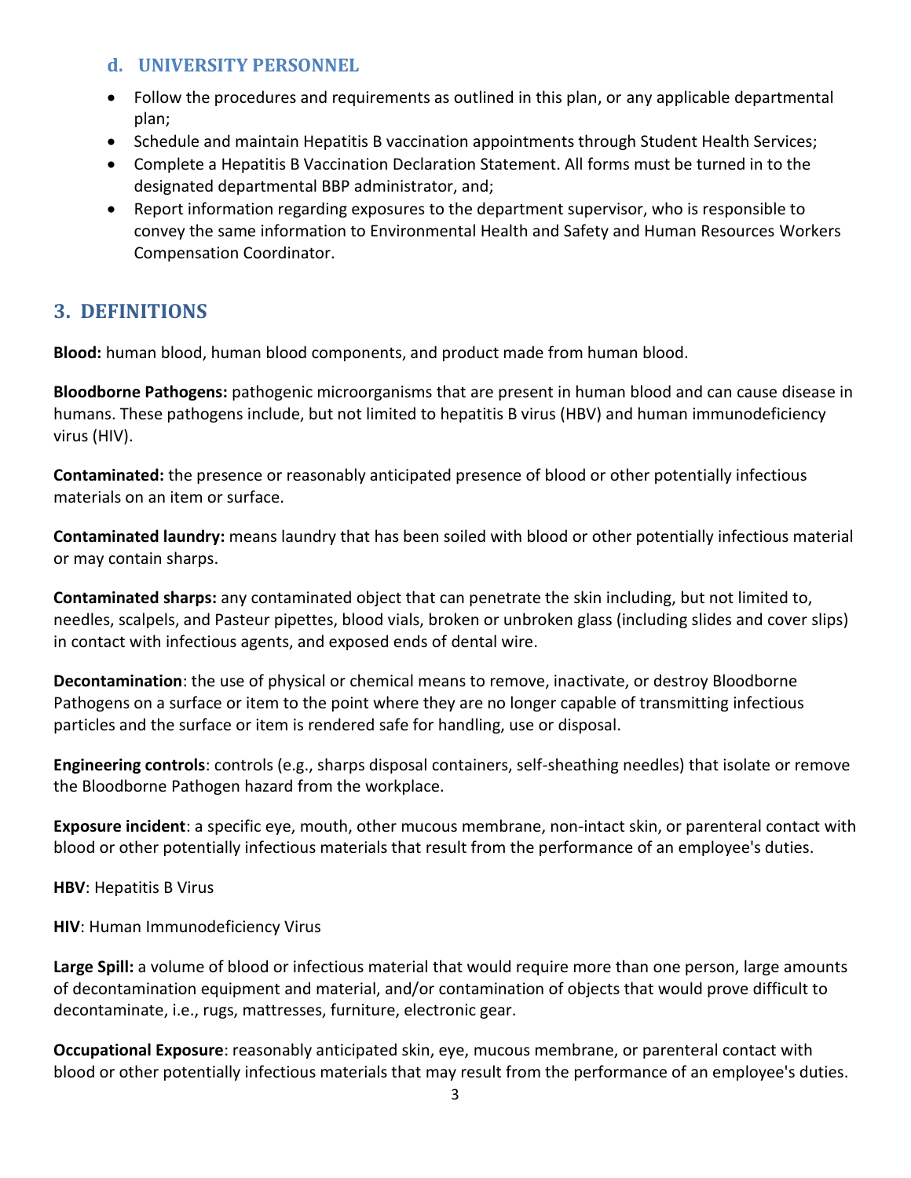### d. UNIVERSITY PERSONNEL

- Follow the procedures and requirements as outlined in this plan, or any applicable departmental plan;
- Schedule and maintain Hepatitis B vaccination appointments through Student Health Services;
- Complete a Hepatitis B Vaccination Declaration Statement. All forms must be turned in to the designated departmental BBP administrator, and;
- Report information regarding exposures to the department supervisor, who is responsible to convey the same information to Environmental Health and Safety and Human Resources Workers Compensation Coordinator.

## 3. DEFINITIONS

**Blood:** human blood, human blood components, and product made from human blood.

**Bloodborne Pathogens:** pathogenic microorganisms that are present in human blood and can cause disease in humans. These pathogens include, but not limited to hepatitis B virus (HBV) and human immunodeficiency virus (HIV).

**Contaminated:** the presence or reasonably anticipated presence of blood or other potentially infectious materials on an item or surface.

**Contaminated laundry:** means laundry that has been soiled with blood or other potentially infectious material or may contain sharps.

**Contaminated sharps:** any contaminated object that can penetrate the skin including, but not limited to, needles, scalpels, and Pasteur pipettes, blood vials, broken or unbroken glass (including slides and cover slips) in contact with infectious agents, and exposed ends of dental wire.

**Decontamination**: the use of physical or chemical means to remove, inactivate, or destroy Bloodborne Pathogens on a surface or item to the point where they are no longer capable of transmitting infectious particles and the surface or item is rendered safe for handling, use or disposal.

**Engineering controls**: controls (e.g., sharps disposal containers, self-sheathing needles) that isolate or remove the Bloodborne Pathogen hazard from the workplace.

**Exposure incident**: a specific eye, mouth, other mucous membrane, non-intact skin, or parenteral contact with blood or other potentially infectious materials that result from the performance of an employee's duties.

**HBV**: Hepatitis B Virus

**HIV**: Human Immunodeficiency Virus

**Large Spill:** a volume of blood or infectious material that would require more than one person, large amounts of decontamination equipment and material, and/or contamination of objects that would prove difficult to decontaminate, i.e., rugs, mattresses, furniture, electronic gear.

**Occupational Exposure**: reasonably anticipated skin, eye, mucous membrane, or parenteral contact with blood or other potentially infectious materials that may result from the performance of an employee's duties.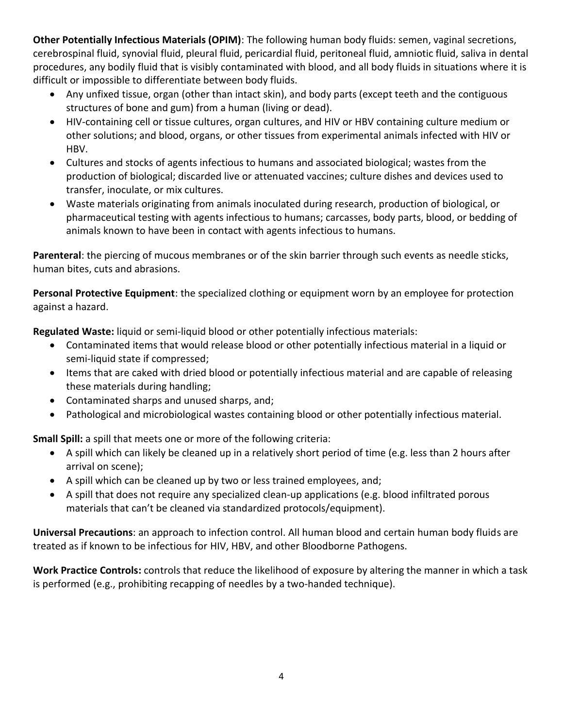**Other Potentially Infectious Materials (OPIM)**: The following human body fluids: semen, vaginal secretions, cerebrospinal fluid, synovial fluid, pleural fluid, pericardial fluid, peritoneal fluid, amniotic fluid, saliva in dental procedures, any bodily fluid that is visibly contaminated with blood, and all body fluids in situations where it is difficult or impossible to differentiate between body fluids.

- Any unfixed tissue, organ (other than intact skin), and body parts (except teeth and the contiguous structures of bone and gum) from a human (living or dead).
- HIV-containing cell or tissue cultures, organ cultures, and HIV or HBV containing culture medium or other solutions; and blood, organs, or other tissues from experimental animals infected with HIV or HBV.
- Cultures and stocks of agents infectious to humans and associated biological; wastes from the production of biological; discarded live or attenuated vaccines; culture dishes and devices used to transfer, inoculate, or mix cultures.
- Waste materials originating from animals inoculated during research, production of biological, or pharmaceutical testing with agents infectious to humans; carcasses, body parts, blood, or bedding of animals known to have been in contact with agents infectious to humans.

**Parenteral**: the piercing of mucous membranes or of the skin barrier through such events as needle sticks, human bites, cuts and abrasions.

**Personal Protective Equipment**: the specialized clothing or equipment worn by an employee for protection against a hazard.

**Regulated Waste:** liquid or semi-liquid blood or other potentially infectious materials:

- Contaminated items that would release blood or other potentially infectious material in a liquid or semi-liquid state if compressed;
- Items that are caked with dried blood or potentially infectious material and are capable of releasing these materials during handling;
- Contaminated sharps and unused sharps, and;
- Pathological and microbiological wastes containing blood or other potentially infectious material.

**Small Spill:** a spill that meets one or more of the following criteria:

- A spill which can likely be cleaned up in a relatively short period of time (e.g. less than 2 hours after arrival on scene);
- A spill which can be cleaned up by two or less trained employees, and;
- A spill that does not require any specialized clean-up applications (e.g. blood infiltrated porous materials that can't be cleaned via standardized protocols/equipment).

**Universal Precautions**: an approach to infection control. All human blood and certain human body fluids are treated as if known to be infectious for HIV, HBV, and other Bloodborne Pathogens.

**Work Practice Controls:** controls that reduce the likelihood of exposure by altering the manner in which a task is performed (e.g., prohibiting recapping of needles by a two-handed technique).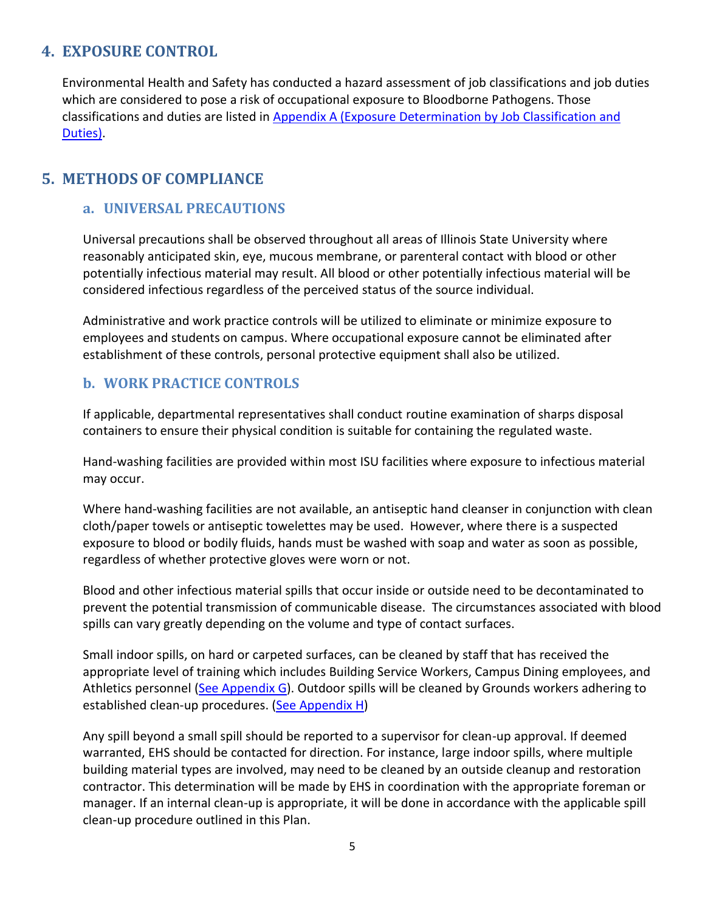## 4. EXPOSURE CONTROL

Environmental Health and Safety has conducted a hazard assessment of job classifications and job duties which are considered to pose a risk of occupational exposure to Bloodborne Pathogens. Those classifications and duties are listed in Appendix A (Exposure Determination by Job Classification and Duties).

## 5. METHODS OF COMPLIANCE

### a. UNIVERSAL PRECAUTIONS

Universal precautions shall be observed throughout all areas of Illinois State University where reasonably anticipated skin, eye, mucous membrane, or parenteral contact with blood or other potentially infectious material may result. All blood or other potentially infectious material will be considered infectious regardless of the perceived status of the source individual.

Administrative and work practice controls will be utilized to eliminate or minimize exposure to employees and students on campus. Where occupational exposure cannot be eliminated after establishment of these controls, personal protective equipment shall also be utilized.

### b. WORK PRACTICE CONTROLS

If applicable, departmental representatives shall conduct routine examination of sharps disposal containers to ensure their physical condition is suitable for containing the regulated waste.

Hand-washing facilities are provided within most ISU facilities where exposure to infectious material may occur.

Where hand-washing facilities are not available, an antiseptic hand cleanser in conjunction with clean cloth/paper towels or antiseptic towelettes may be used. However, where there is a suspected exposure to blood or bodily fluids, hands must be washed with soap and water as soon as possible, regardless of whether protective gloves were worn or not.

Blood and other infectious material spills that occur inside or outside need to be decontaminated to prevent the potential transmission of communicable disease. The circumstances associated with blood spills can vary greatly depending on the volume and type of contact surfaces.

Small indoor spills, on hard or carpeted surfaces, can be cleaned by staff that has received the appropriate level of training which includes Building Service Workers, Campus Dining employees, and Athletics personnel (See Appendix G). Outdoor spills will be cleaned by Grounds workers adhering to established clean-up procedures. (See Appendix H)

Any spill beyond a small spill should be reported to a supervisor for clean-up approval. If deemed warranted, EHS should be contacted for direction. For instance, large indoor spills, where multiple building material types are involved, may need to be cleaned by an outside cleanup and restoration contractor. This determination will be made by EHS in coordination with the appropriate foreman or manager. If an internal clean-up is appropriate, it will be done in accordance with the applicable spill clean-up procedure outlined in this Plan.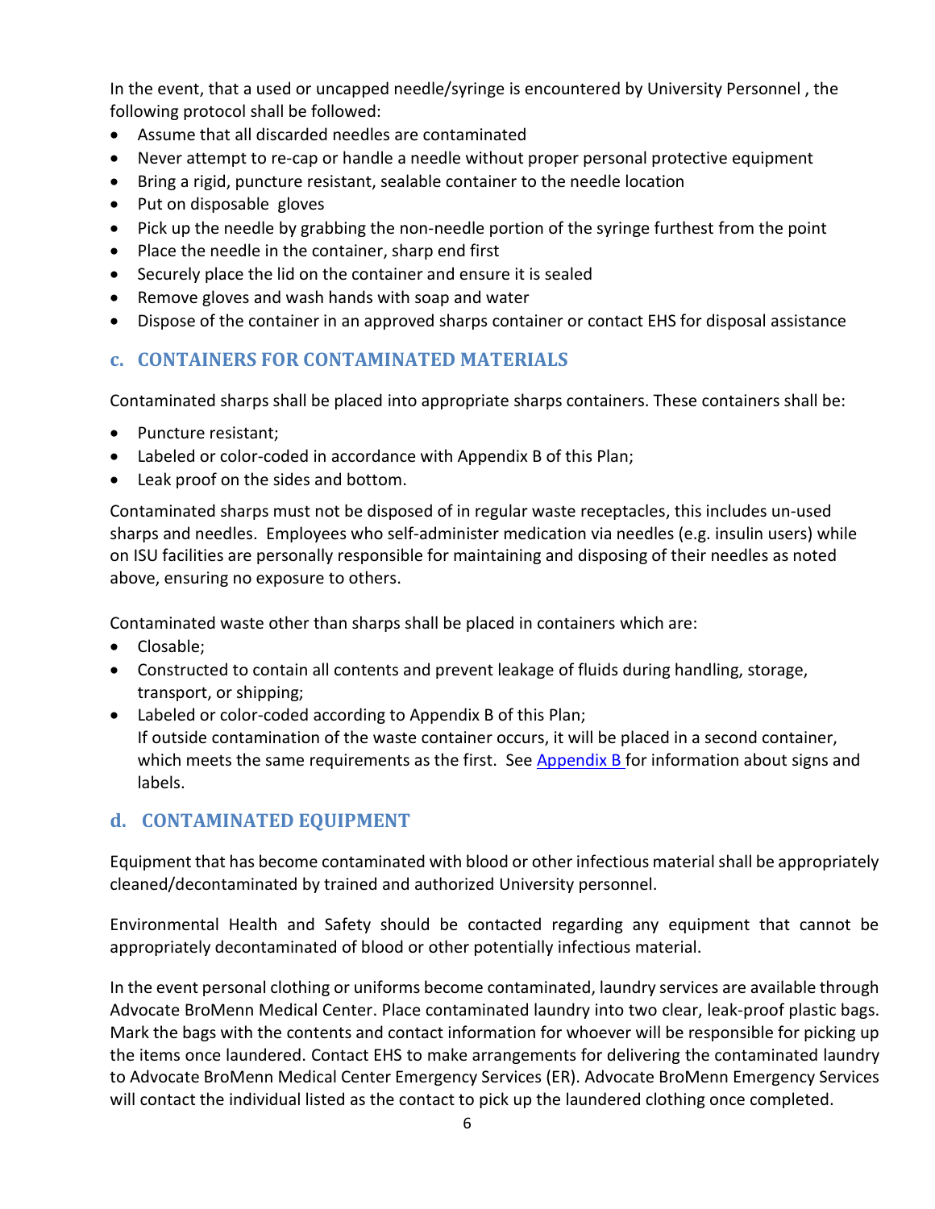In the event, that a used or uncapped needle/syringe is encountered by University Personnel , the following protocol shall be followed:

- Assume that all discarded needles are contaminated
- Never attempt to re-cap or handle a needle without proper personal protective equipment
- Bring a rigid, puncture resistant, sealable container to the needle location
- Put on disposable gloves
- Pick up the needle by grabbing the non-needle portion of the syringe furthest from the point
- Place the needle in the container, sharp end first
- Securely place the lid on the container and ensure it is sealed
- Remove gloves and wash hands with soap and water
- Dispose of the container in an approved sharps container or contact EHS for disposal assistance

## c. CONTAINERS FOR CONTAMINATED MATERIALS

Contaminated sharps shall be placed into appropriate sharps containers. These containers shall be:

- Puncture resistant;
- Labeled or color-coded in accordance with Appendix B of this Plan;
- Leak proof on the sides and bottom.

Contaminated sharps must not be disposed of in regular waste receptacles, this includes un-used sharps and needles. Employees who self-administer medication via needles (e.g. insulin users) while on ISU facilities are personally responsible for maintaining and disposing of their needles as noted above, ensuring no exposure to others.

Contaminated waste other than sharps shall be placed in containers which are:

- Closable;
- Constructed to contain all contents and prevent leakage of fluids during handling, storage, transport, or shipping;
- Labeled or color-coded according to Appendix B of this Plan;
  If outside contamination of the waste container occurs, it will be placed in a second container, which meets the same requirements as the first. See Appendix B for information about signs and labels.

## d. CONTAMINATED EQUIPMENT

Equipment that has become contaminated with blood or other infectious material shall be appropriately cleaned/decontaminated by trained and authorized University personnel.

Environmental Health and Safety should be contacted regarding any equipment that cannot be appropriately decontaminated of blood or other potentially infectious material.

In the event personal clothing or uniforms become contaminated, laundry services are available through Advocate BroMenn Medical Center. Place contaminated laundry into two clear, leak-proof plastic bags. Mark the bags with the contents and contact information for whoever will be responsible for picking up the items once laundered. Contact EHS to make arrangements for delivering the contaminated laundry to Advocate BroMenn Medical Center Emergency Services (ER). Advocate BroMenn Emergency Services will contact the individual listed as the contact to pick up the laundered clothing once completed.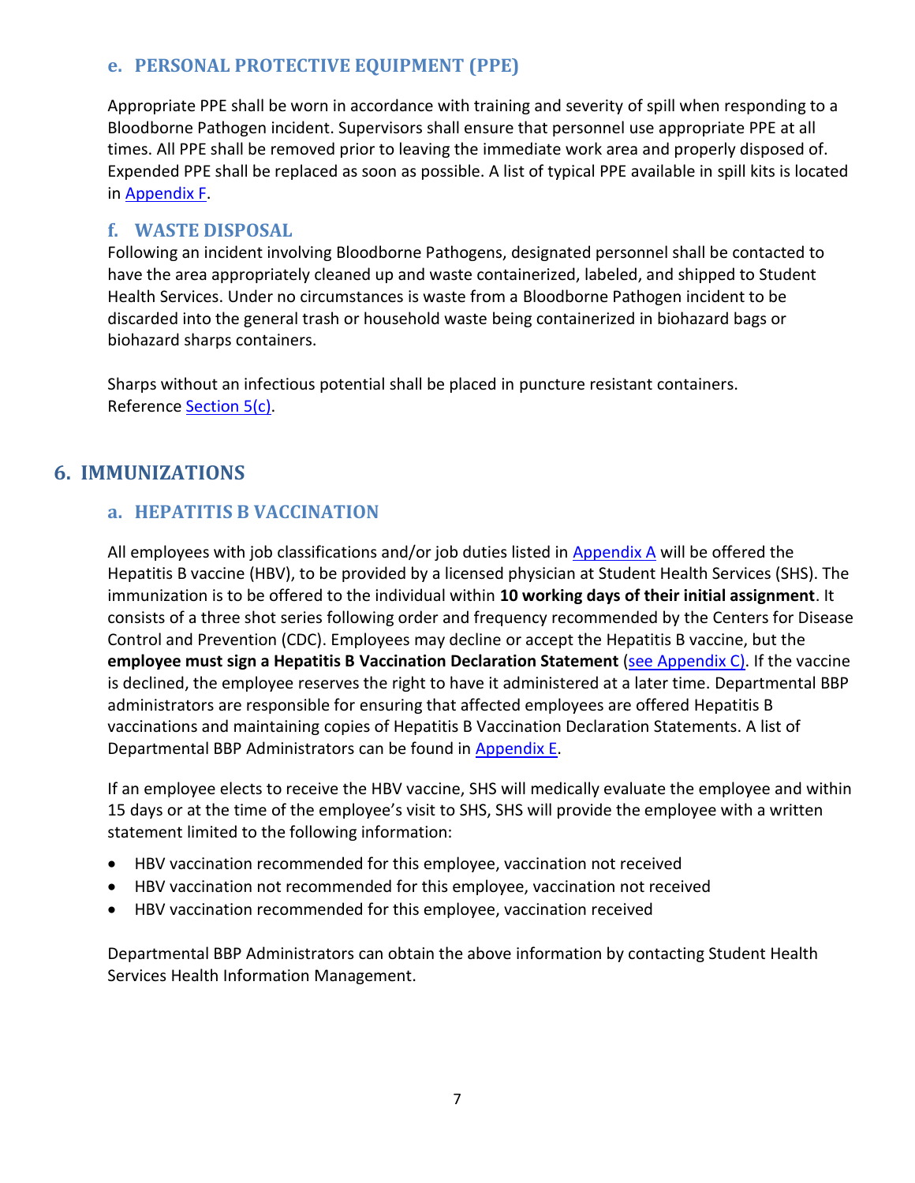### e. PERSONAL PROTECTIVE EQUIPMENT (PPE)

Appropriate PPE shall be worn in accordance with training and severity of spill when responding to a Bloodborne Pathogen incident. Supervisors shall ensure that personnel use appropriate PPE at all times. All PPE shall be removed prior to leaving the immediate work area and properly disposed of. Expended PPE shall be replaced as soon as possible. A list of typical PPE available in spill kits is located in Appendix F.

### f. WASTE DISPOSAL

Following an incident involving Bloodborne Pathogens, designated personnel shall be contacted to have the area appropriately cleaned up and waste containerized, labeled, and shipped to Student Health Services. Under no circumstances is waste from a Bloodborne Pathogen incident to be discarded into the general trash or household waste being containerized in biohazard bags or biohazard sharps containers.

Sharps without an infectious potential shall be placed in puncture resistant containers. Reference Section 5(c).

## 6. IMMUNIZATIONS

### a. HEPATITIS B VACCINATION

All employees with job classifications and/or job duties listed in Appendix A will be offered the Hepatitis B vaccine (HBV), to be provided by a licensed physician at Student Health Services (SHS). The immunization is to be offered to the individual within **10 working days of their initial assignment**. It consists of a three shot series following order and frequency recommended by the Centers for Disease Control and Prevention (CDC). Employees may decline or accept the Hepatitis B vaccine, but the **employee must sign a Hepatitis B Vaccination Declaration Statement** (see Appendix C). If the vaccine is declined, the employee reserves the right to have it administered at a later time. Departmental BBP administrators are responsible for ensuring that affected employees are offered Hepatitis B vaccinations and maintaining copies of Hepatitis B Vaccination Declaration Statements. A list of Departmental BBP Administrators can be found in Appendix E.

If an employee elects to receive the HBV vaccine, SHS will medically evaluate the employee and within 15 days or at the time of the employee's visit to SHS, SHS will provide the employee with a written statement limited to the following information:

- HBV vaccination recommended for this employee, vaccination not received
- HBV vaccination not recommended for this employee, vaccination not received
- HBV vaccination recommended for this employee, vaccination received

Departmental BBP Administrators can obtain the above information by contacting Student Health Services Health Information Management.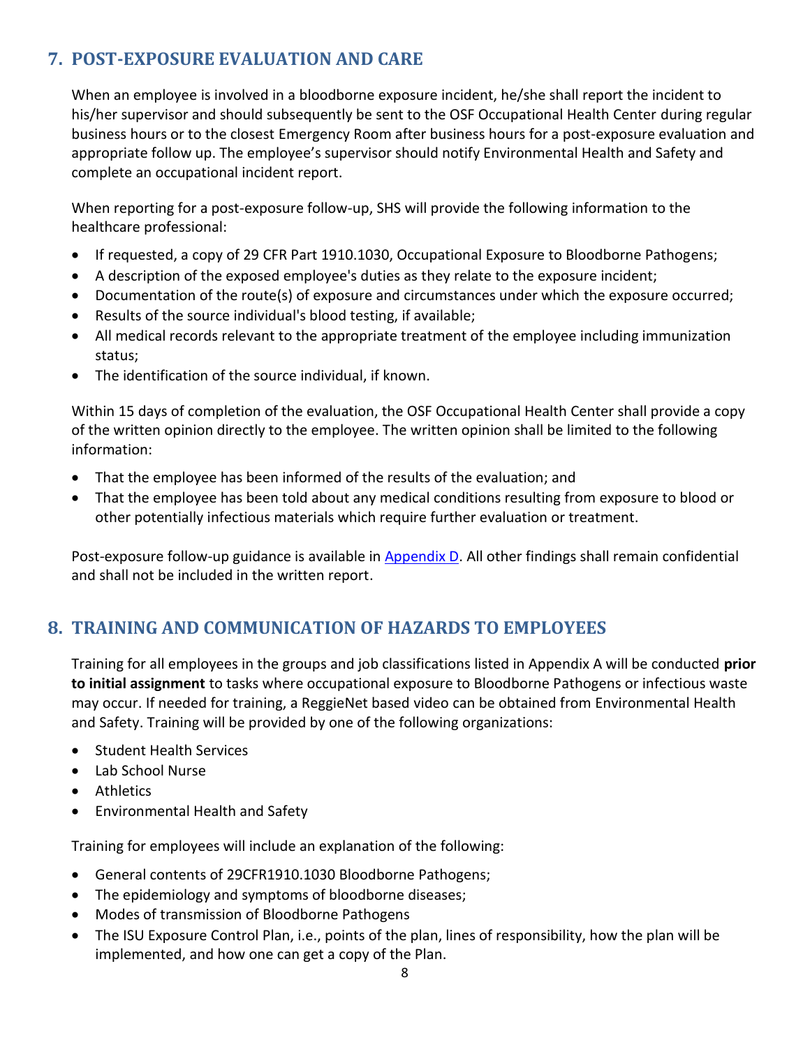## 7. POST-EXPOSURE EVALUATION AND CARE

When an employee is involved in a bloodborne exposure incident, he/she shall report the incident to his/her supervisor and should subsequently be sent to the OSF Occupational Health Center during regular business hours or to the closest Emergency Room after business hours for a post-exposure evaluation and appropriate follow up. The employee's supervisor should notify Environmental Health and Safety and complete an occupational incident report.

When reporting for a post-exposure follow-up, SHS will provide the following information to the healthcare professional:

- If requested, a copy of 29 CFR Part 1910.1030, Occupational Exposure to Bloodborne Pathogens;
- A description of the exposed employee's duties as they relate to the exposure incident;
- Documentation of the route(s) of exposure and circumstances under which the exposure occurred;
- Results of the source individual's blood testing, if available;
- All medical records relevant to the appropriate treatment of the employee including immunization status;
- The identification of the source individual, if known.

Within 15 days of completion of the evaluation, the OSF Occupational Health Center shall provide a copy of the written opinion directly to the employee. The written opinion shall be limited to the following information:

- That the employee has been informed of the results of the evaluation; and
- That the employee has been told about any medical conditions resulting from exposure to blood or other potentially infectious materials which require further evaluation or treatment.

Post-exposure follow-up guidance is available in Appendix D. All other findings shall remain confidential and shall not be included in the written report.

## 8. TRAINING AND COMMUNICATION OF HAZARDS TO EMPLOYEES

Training for all employees in the groups and job classifications listed in Appendix A will be conducted **prior to initial assignment** to tasks where occupational exposure to Bloodborne Pathogens or infectious waste may occur. If needed for training, a ReggieNet based video can be obtained from Environmental Health and Safety. Training will be provided by one of the following organizations:

- Student Health Services
- Lab School Nurse
- Athletics
- Environmental Health and Safety

Training for employees will include an explanation of the following:

- General contents of 29CFR1910.1030 Bloodborne Pathogens;
- The epidemiology and symptoms of bloodborne diseases;
- Modes of transmission of Bloodborne Pathogens
- The ISU Exposure Control Plan, i.e., points of the plan, lines of responsibility, how the plan will be implemented, and how one can get a copy of the Plan.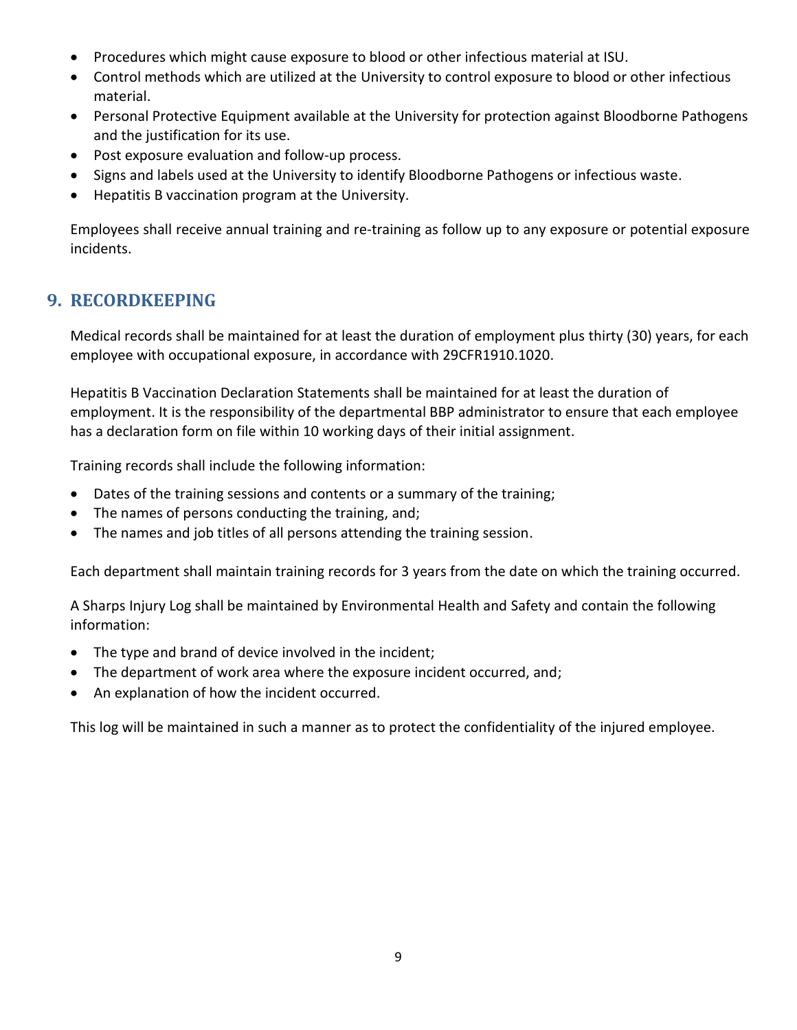- Procedures which might cause exposure to blood or other infectious material at ISU.
- Control methods which are utilized at the University to control exposure to blood or other infectious material.
- Personal Protective Equipment available at the University for protection against Bloodborne Pathogens and the justification for its use.
- Post exposure evaluation and follow-up process.
- Signs and labels used at the University to identify Bloodborne Pathogens or infectious waste.
- Hepatitis B vaccination program at the University.

Employees shall receive annual training and re-training as follow up to any exposure or potential exposure incidents.

## 9. RECORDKEEPING

Medical records shall be maintained for at least the duration of employment plus thirty (30) years, for each employee with occupational exposure, in accordance with 29CFR1910.1020.

Hepatitis B Vaccination Declaration Statements shall be maintained for at least the duration of employment. It is the responsibility of the departmental BBP administrator to ensure that each employee has a declaration form on file within 10 working days of their initial assignment.

Training records shall include the following information:

- Dates of the training sessions and contents or a summary of the training;
- The names of persons conducting the training, and;
- The names and job titles of all persons attending the training session.

Each department shall maintain training records for 3 years from the date on which the training occurred.

A Sharps Injury Log shall be maintained by Environmental Health and Safety and contain the following information:

- The type and brand of device involved in the incident;
- The department of work area where the exposure incident occurred, and;
- An explanation of how the incident occurred.

This log will be maintained in such a manner as to protect the confidentiality of the injured employee.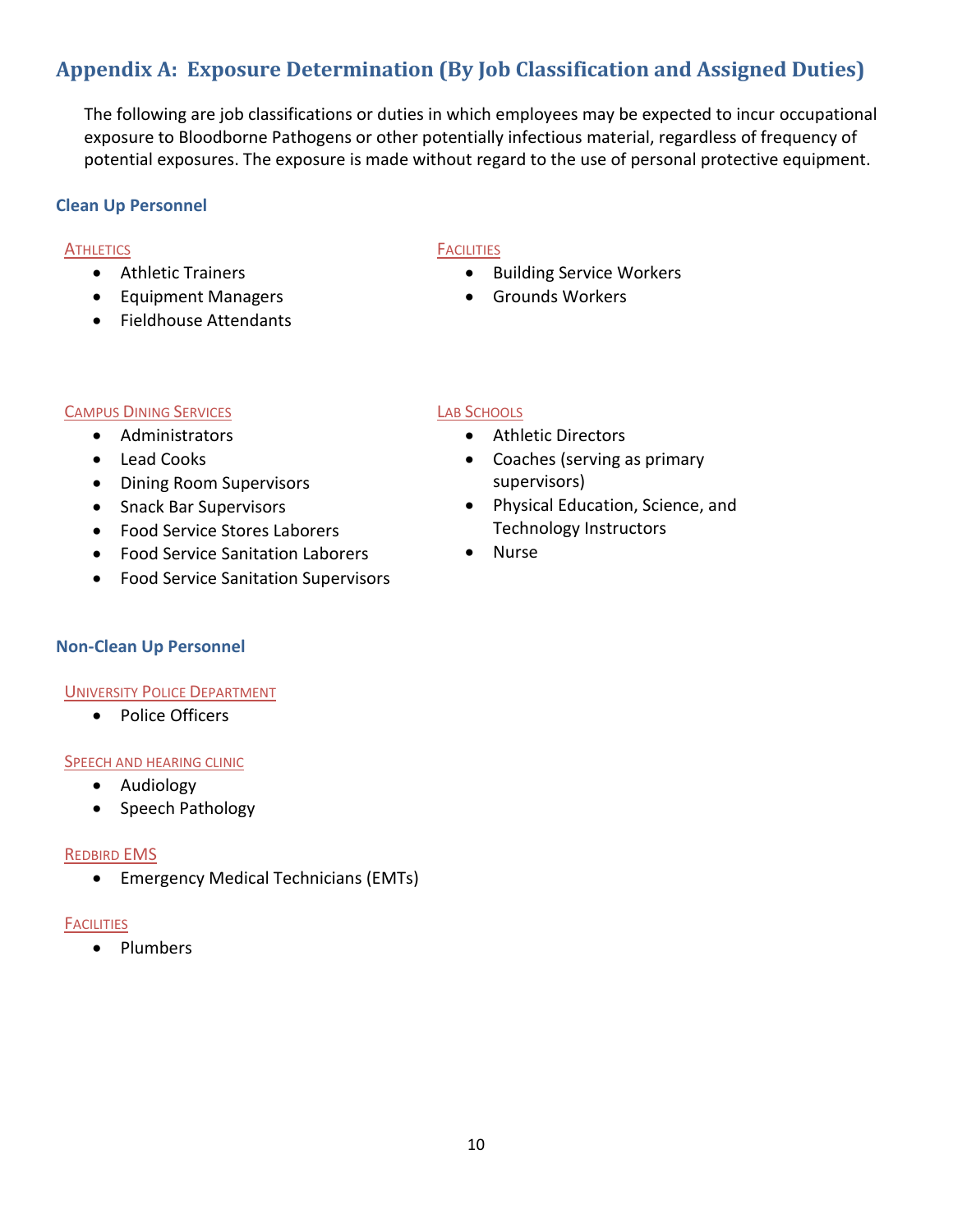## Appendix A: Exposure Determination (By Job Classification and Assigned Duties)

The following are job classifications or duties in which employees may be expected to incur occupational exposure to Bloodborne Pathogens or other potentially infectious material, regardless of frequency of potential exposures. The exposure is made without regard to the use of personal protective equipment.

### Clean Up Personnel

ATHLETICS

- Athletic Trainers
- Equipment Managers
- Fieldhouse Attendants

FACILITIES

- Building Service Workers
- Grounds Workers

CAMPUS DINING SERVICES

- Administrators
- Lead Cooks
- Dining Room Supervisors
- Snack Bar Supervisors
- Food Service Stores Laborers
- Food Service Sanitation Laborers
- Food Service Sanitation Supervisors

LAB SCHOOLS

- Athletic Directors
- Coaches (serving as primary supervisors)
- Physical Education, Science, and Technology Instructors
- Nurse

### Non-Clean Up Personnel

UNIVERSITY POLICE DEPARTMENT

- Police Officers

SPEECH AND HEARING CLINIC

- Audiology
- Speech Pathology

REDBIRD EMS

- Emergency Medical Technicians (EMTs)

FACILITIES

- Plumbers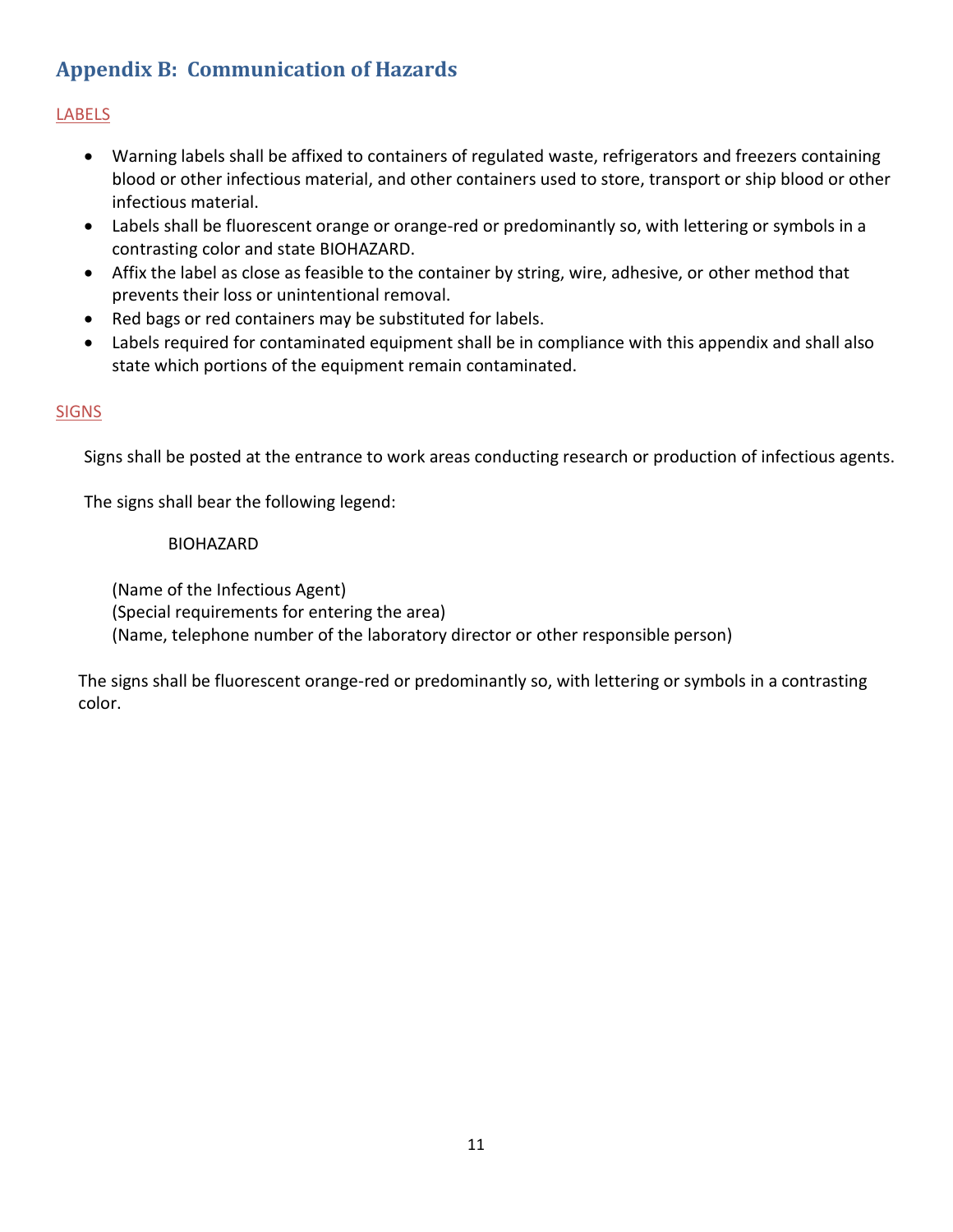## Appendix B: Communication of Hazards

### LABELS

- Warning labels shall be affixed to containers of regulated waste, refrigerators and freezers containing blood or other infectious material, and other containers used to store, transport or ship blood or other infectious material.
- Labels shall be fluorescent orange or orange-red or predominantly so, with lettering or symbols in a contrasting color and state BIOHAZARD.
- Affix the label as close as feasible to the container by string, wire, adhesive, or other method that prevents their loss or unintentional removal.
- Red bags or red containers may be substituted for labels.
- Labels required for contaminated equipment shall be in compliance with this appendix and shall also state which portions of the equipment remain contaminated.

### SIGNS

Signs shall be posted at the entrance to work areas conducting research or production of infectious agents.

The signs shall bear the following legend:

BIOHAZARD

(Name of the Infectious Agent)
(Special requirements for entering the area)
(Name, telephone number of the laboratory director or other responsible person)

The signs shall be fluorescent orange-red or predominantly so, with lettering or symbols in a contrasting color.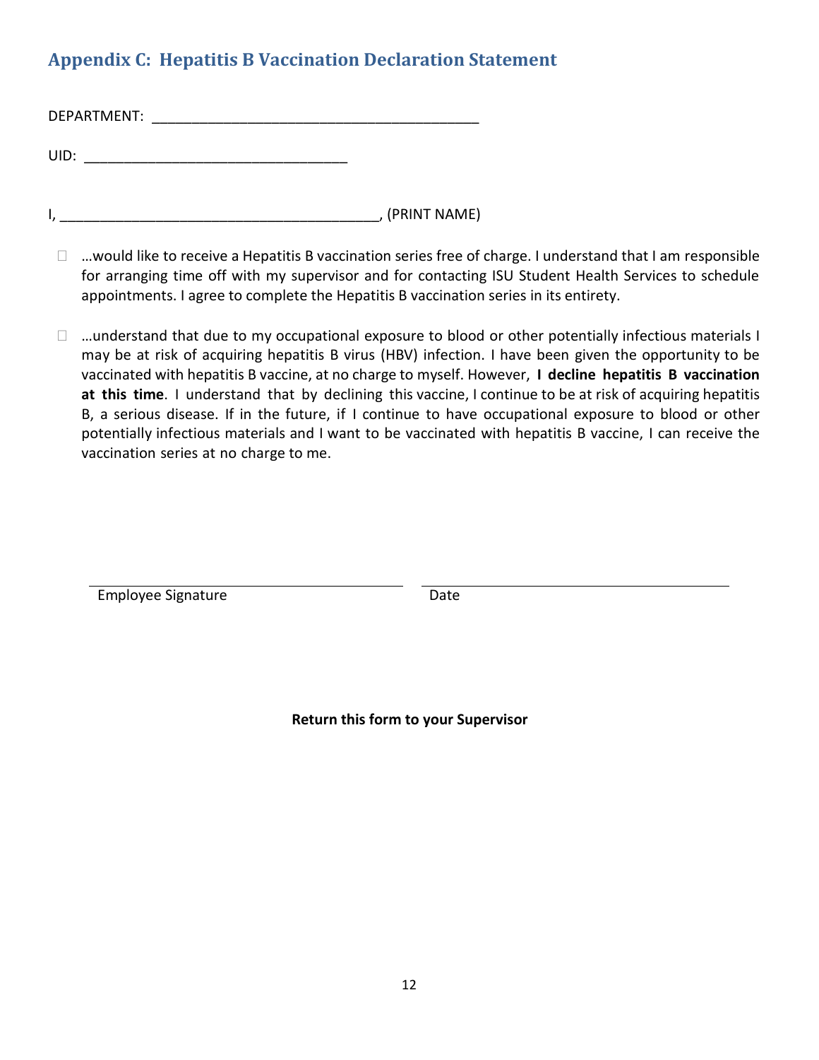## Appendix C: Hepatitis B Vaccination Declaration Statement

DEPARTMENT: ______________________________________

UID: ______________________________

I, _______________________________________, (PRINT NAME)

- ☐ …would like to receive a Hepatitis B vaccination series free of charge. I understand that I am responsible for arranging time off with my supervisor and for contacting ISU Student Health Services to schedule appointments. I agree to complete the Hepatitis B vaccination series in its entirety.

- ☐ …understand that due to my occupational exposure to blood or other potentially infectious materials I may be at risk of acquiring hepatitis B virus (HBV) infection. I have been given the opportunity to be vaccinated with hepatitis B vaccine, at no charge to myself. However, **I decline hepatitis B vaccination at this time**. I understand that by declining this vaccine, I continue to be at risk of acquiring hepatitis B, a serious disease. If in the future, if I continue to have occupational exposure to blood or other potentially infectious materials and I want to be vaccinated with hepatitis B vaccine, I can receive the vaccination series at no charge to me.

______________________________ ______________________________
Employee Signature Date

**Return this form to your Supervisor**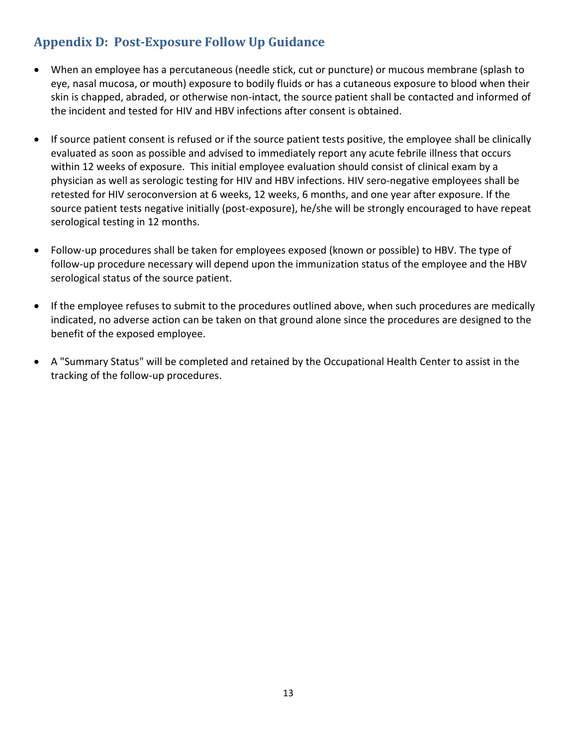## Appendix D: Post-Exposure Follow Up Guidance

- When an employee has a percutaneous (needle stick, cut or puncture) or mucous membrane (splash to eye, nasal mucosa, or mouth) exposure to bodily fluids or has a cutaneous exposure to blood when their skin is chapped, abraded, or otherwise non-intact, the source patient shall be contacted and informed of the incident and tested for HIV and HBV infections after consent is obtained.

- If source patient consent is refused or if the source patient tests positive, the employee shall be clinically evaluated as soon as possible and advised to immediately report any acute febrile illness that occurs within 12 weeks of exposure. This initial employee evaluation should consist of clinical exam by a physician as well as serologic testing for HIV and HBV infections. HIV sero-negative employees shall be retested for HIV seroconversion at 6 weeks, 12 weeks, 6 months, and one year after exposure. If the source patient tests negative initially (post-exposure), he/she will be strongly encouraged to have repeat serological testing in 12 months.

- Follow-up procedures shall be taken for employees exposed (known or possible) to HBV. The type of follow-up procedure necessary will depend upon the immunization status of the employee and the HBV serological status of the source patient.

- If the employee refuses to submit to the procedures outlined above, when such procedures are medically indicated, no adverse action can be taken on that ground alone since the procedures are designed to the benefit of the exposed employee.

- A "Summary Status" will be completed and retained by the Occupational Health Center to assist in the tracking of the follow-up procedures.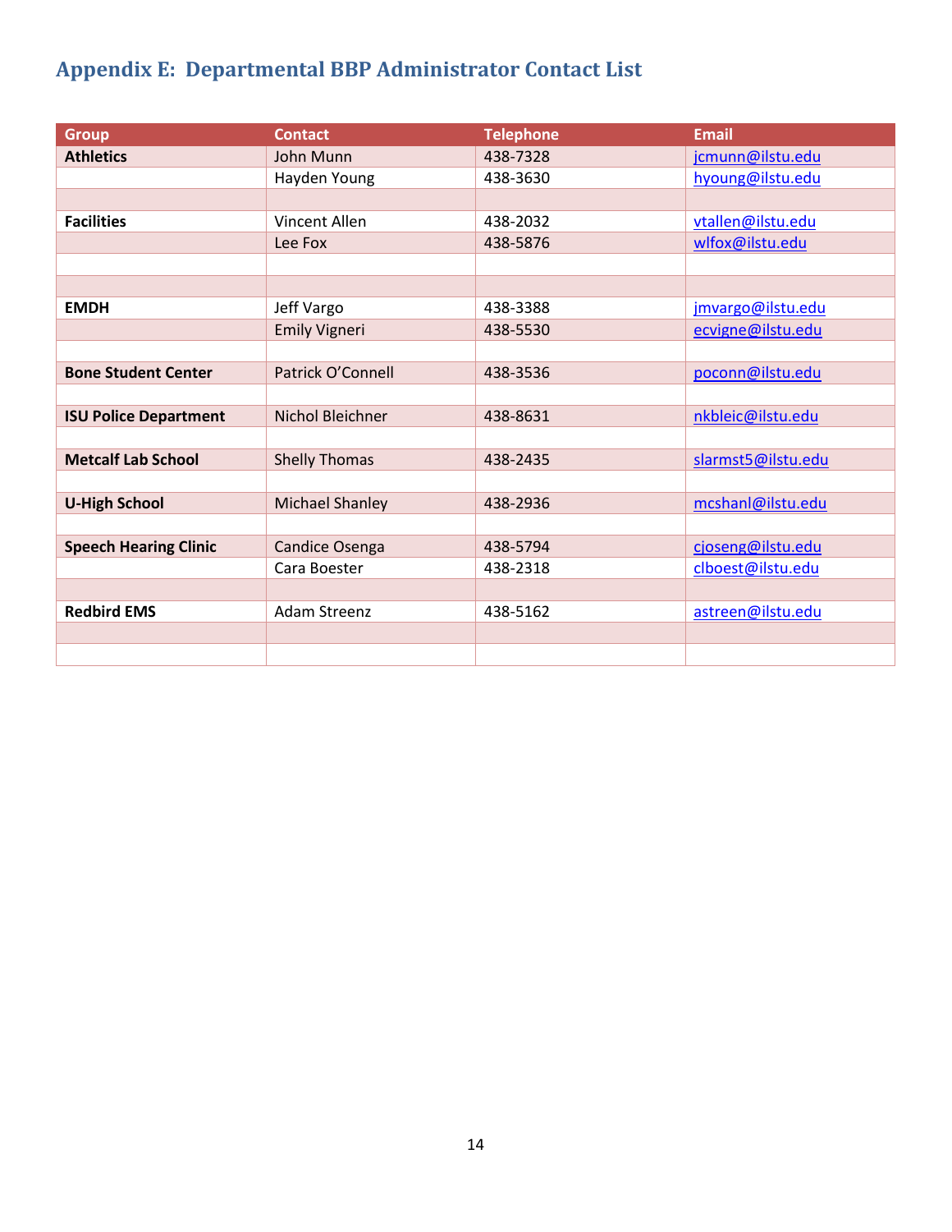## Appendix E:  Departmental BBP Administrator Contact List

| Group | Contact | Telephone | Email |
|---|---|---|---|
| **Athletics** | John Munn | 438-7328 | jcmunn@ilstu.edu |
| | Hayden Young | 438-3630 | hyoung@ilstu.edu |
| | | | |
| **Facilities** | Vincent Allen | 438-2032 | vtallen@ilstu.edu |
| | Lee Fox | 438-5876 | wlfox@ilstu.edu |
| | | | |
| | | | |
| **EMDH** | Jeff Vargo | 438-3388 | jmvargo@ilstu.edu |
| | Emily Vigneri | 438-5530 | ecvigne@ilstu.edu |
| | | | |
| **Bone Student Center** | Patrick O'Connell | 438-3536 | poconn@ilstu.edu |
| | | | |
| **ISU Police Department** | Nichol Bleichner | 438-8631 | nkbleic@ilstu.edu |
| | | | |
| **Metcalf Lab School** | Shelly Thomas | 438-2435 | slarmst5@ilstu.edu |
| | | | |
| **U-High School** | Michael Shanley | 438-2936 | mcshanl@ilstu.edu |
| | | | |
| **Speech Hearing Clinic** | Candice Osenga | 438-5794 | cjoseng@ilstu.edu |
| | Cara Boester | 438-2318 | clboest@ilstu.edu |
| | | | |
| **Redbird EMS** | Adam Streenz | 438-5162 | astreen@ilstu.edu |
| | | | |
| | | | |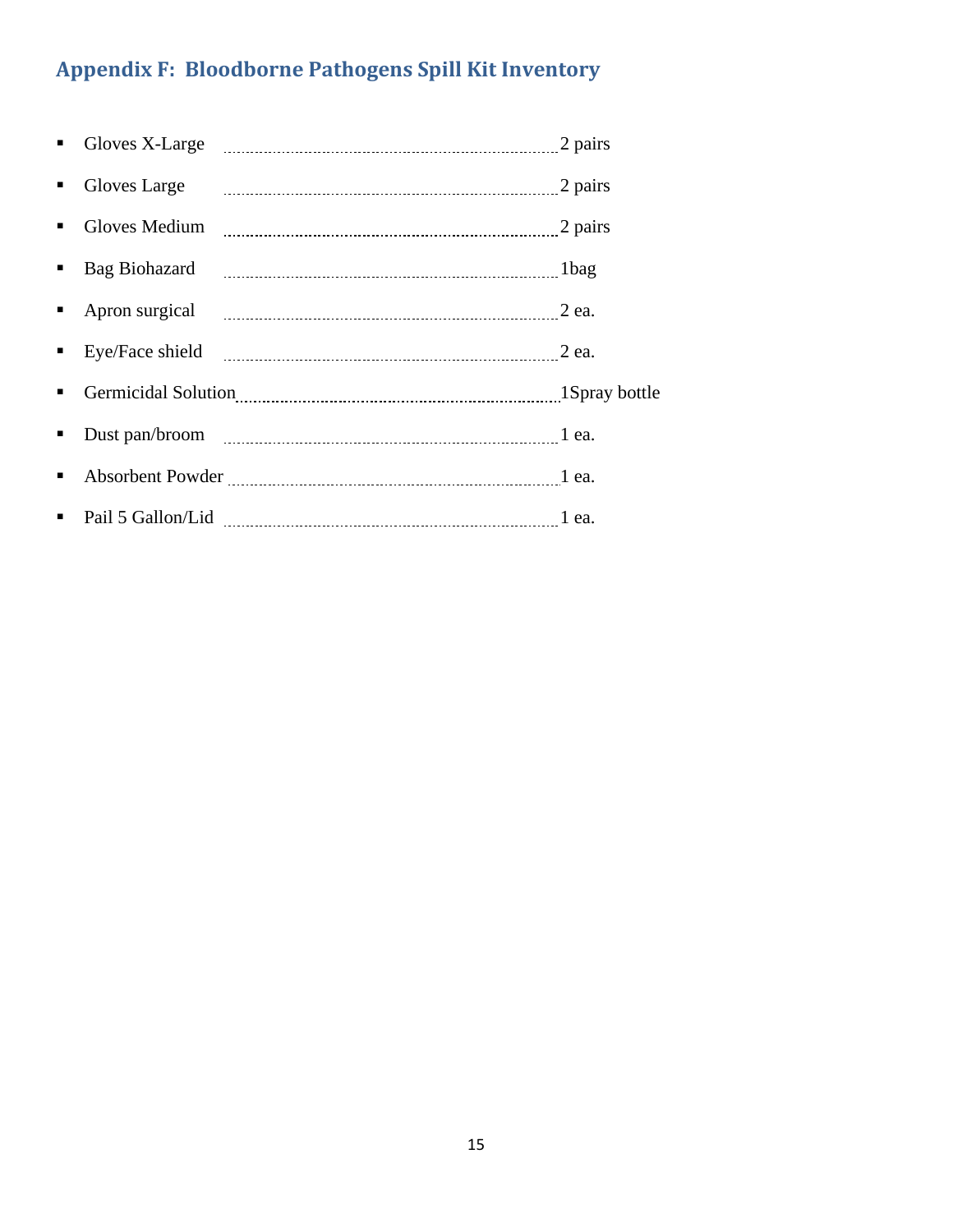## Appendix F: Bloodborne Pathogens Spill Kit Inventory

- Gloves X-Large ........................................ 2 pairs
- Gloves Large ........................................ 2 pairs
- Gloves Medium ........................................ 2 pairs
- Bag Biohazard ........................................ 1bag
- Apron surgical ........................................ 2 ea.
- Eye/Face shield ........................................ 2 ea.
- Germicidal Solution ........................................ 1Spray bottle
- Dust pan/broom ........................................ 1 ea.
- Absorbent Powder ........................................ 1 ea.
- Pail 5 Gallon/Lid ........................................ 1 ea.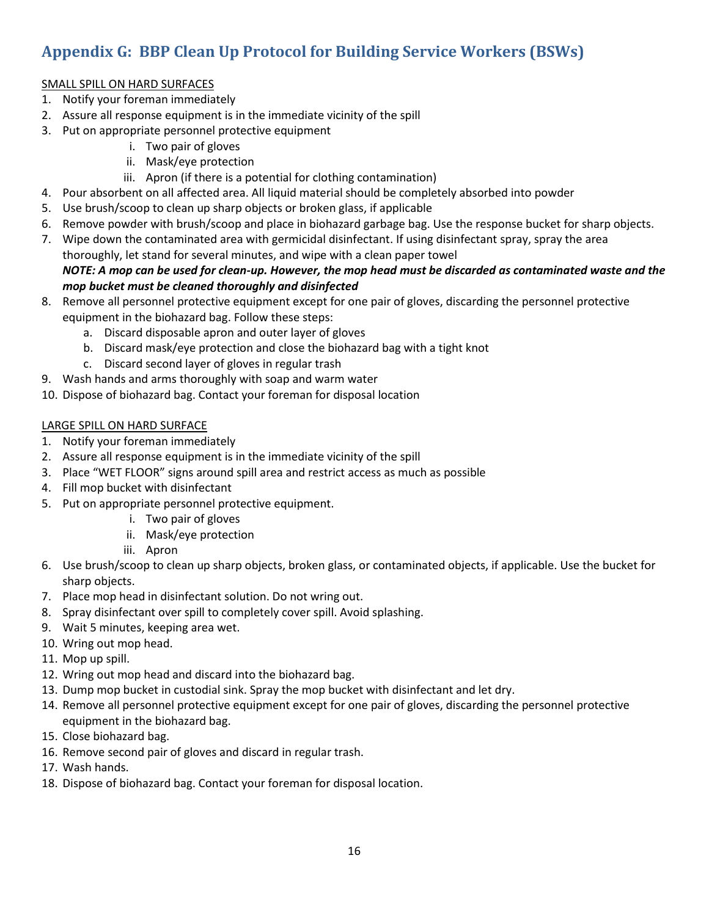## Appendix G: BBP Clean Up Protocol for Building Service Workers (BSWs)

<u>SMALL SPILL ON HARD SURFACES</u>

1. Notify your foreman immediately
2. Assure all response equipment is in the immediate vicinity of the spill
3. Put on appropriate personnel protective equipment
    i. Two pair of gloves
    ii. Mask/eye protection
    iii. Apron (if there is a potential for clothing contamination)
4. Pour absorbent on all affected area. All liquid material should be completely absorbed into powder
5. Use brush/scoop to clean up sharp objects or broken glass, if applicable
6. Remove powder with brush/scoop and place in biohazard garbage bag. Use the response bucket for sharp objects.
7. Wipe down the contaminated area with germicidal disinfectant. If using disinfectant spray, spray the area thoroughly, let stand for several minutes, and wipe with a clean paper towel
   ***NOTE: A mop can be used for clean-up. However, the mop head must be discarded as contaminated waste and the mop bucket must be cleaned thoroughly and disinfected***
8. Remove all personnel protective equipment except for one pair of gloves, discarding the personnel protective equipment in the biohazard bag. Follow these steps:
    a. Discard disposable apron and outer layer of gloves
    b. Discard mask/eye protection and close the biohazard bag with a tight knot
    c. Discard second layer of gloves in regular trash
9. Wash hands and arms thoroughly with soap and warm water
10. Dispose of biohazard bag. Contact your foreman for disposal location

<u>LARGE SPILL ON HARD SURFACE</u>

1. Notify your foreman immediately
2. Assure all response equipment is in the immediate vicinity of the spill
3. Place "WET FLOOR" signs around spill area and restrict access as much as possible
4. Fill mop bucket with disinfectant
5. Put on appropriate personnel protective equipment.
    i. Two pair of gloves
    ii. Mask/eye protection
    iii. Apron
6. Use brush/scoop to clean up sharp objects, broken glass, or contaminated objects, if applicable. Use the bucket for sharp objects.
7. Place mop head in disinfectant solution. Do not wring out.
8. Spray disinfectant over spill to completely cover spill. Avoid splashing.
9. Wait 5 minutes, keeping area wet.
10. Wring out mop head.
11. Mop up spill.
12. Wring out mop head and discard into the biohazard bag.
13. Dump mop bucket in custodial sink. Spray the mop bucket with disinfectant and let dry.
14. Remove all personnel protective equipment except for one pair of gloves, discarding the personnel protective equipment in the biohazard bag.
15. Close biohazard bag.
16. Remove second pair of gloves and discard in regular trash.
17. Wash hands.
18. Dispose of biohazard bag. Contact your foreman for disposal location.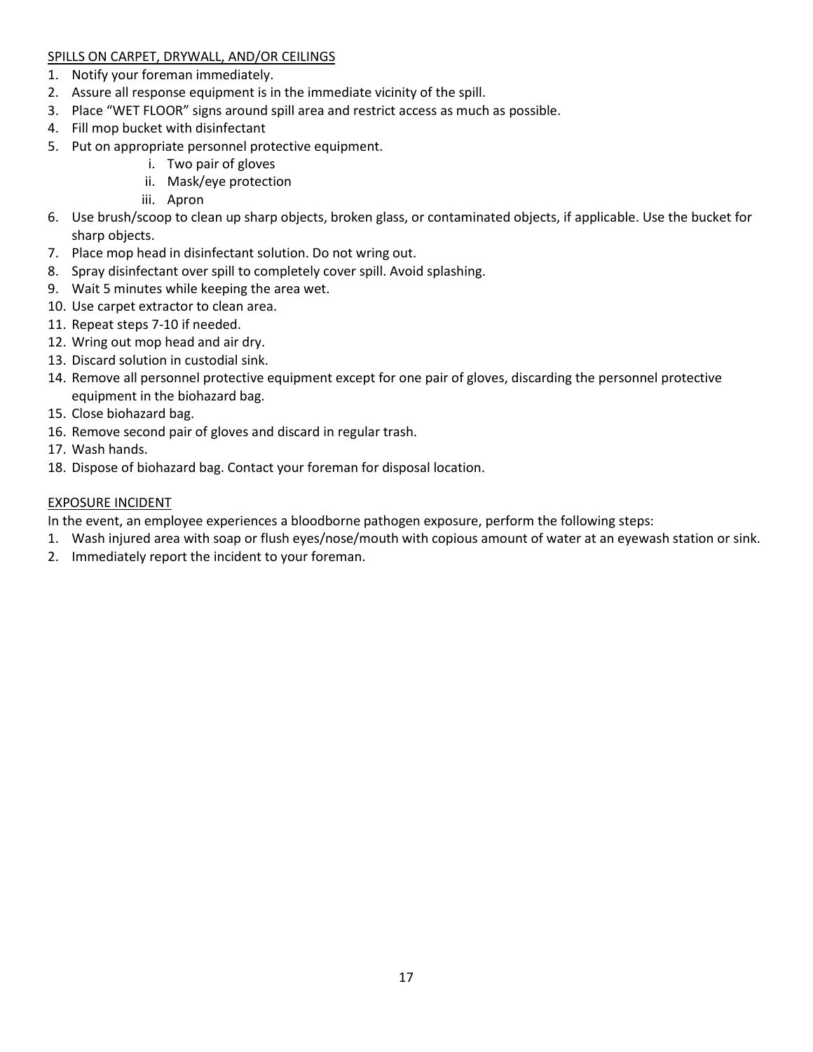SPILLS ON CARPET, DRYWALL, AND/OR CEILINGS

1. Notify your foreman immediately.
2. Assure all response equipment is in the immediate vicinity of the spill.
3. Place "WET FLOOR" signs around spill area and restrict access as much as possible.
4. Fill mop bucket with disinfectant
5. Put on appropriate personnel protective equipment.
   i. Two pair of gloves
   ii. Mask/eye protection
   iii. Apron
6. Use brush/scoop to clean up sharp objects, broken glass, or contaminated objects, if applicable. Use the bucket for sharp objects.
7. Place mop head in disinfectant solution. Do not wring out.
8. Spray disinfectant over spill to completely cover spill. Avoid splashing.
9. Wait 5 minutes while keeping the area wet.
10. Use carpet extractor to clean area.
11. Repeat steps 7-10 if needed.
12. Wring out mop head and air dry.
13. Discard solution in custodial sink.
14. Remove all personnel protective equipment except for one pair of gloves, discarding the personnel protective equipment in the biohazard bag.
15. Close biohazard bag.
16. Remove second pair of gloves and discard in regular trash.
17. Wash hands.
18. Dispose of biohazard bag. Contact your foreman for disposal location.

EXPOSURE INCIDENT

In the event, an employee experiences a bloodborne pathogen exposure, perform the following steps:

1. Wash injured area with soap or flush eyes/nose/mouth with copious amount of water at an eyewash station or sink.
2. Immediately report the incident to your foreman.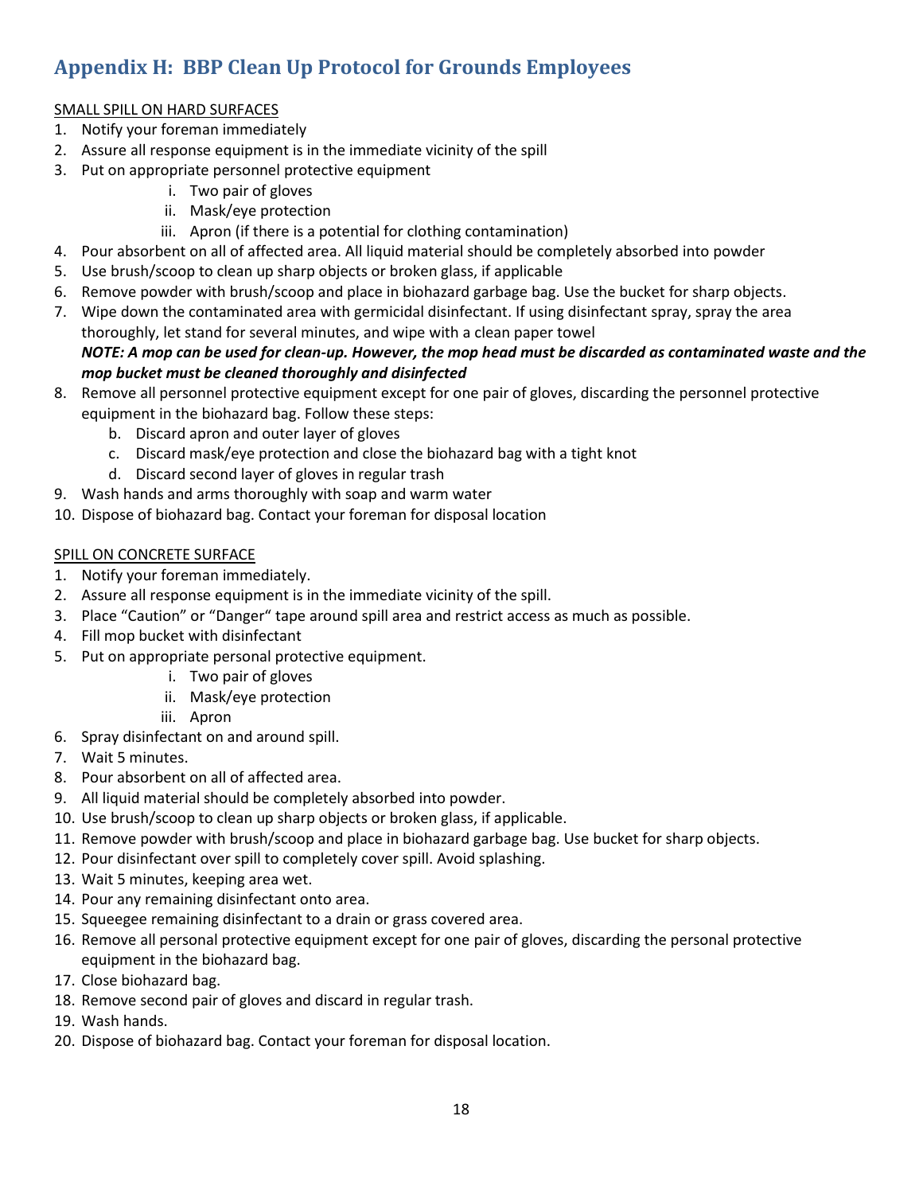## Appendix H: BBP Clean Up Protocol for Grounds Employees

SMALL SPILL ON HARD SURFACES

1. Notify your foreman immediately
2. Assure all response equipment is in the immediate vicinity of the spill
3. Put on appropriate personnel protective equipment
    i. Two pair of gloves
    ii. Mask/eye protection
    iii. Apron (if there is a potential for clothing contamination)
4. Pour absorbent on all of affected area. All liquid material should be completely absorbed into powder
5. Use brush/scoop to clean up sharp objects or broken glass, if applicable
6. Remove powder with brush/scoop and place in biohazard garbage bag. Use the bucket for sharp objects.
7. Wipe down the contaminated area with germicidal disinfectant. If using disinfectant spray, spray the area thoroughly, let stand for several minutes, and wipe with a clean paper towel
   ***NOTE: A mop can be used for clean-up. However, the mop head must be discarded as contaminated waste and the mop bucket must be cleaned thoroughly and disinfected***
8. Remove all personnel protective equipment except for one pair of gloves, discarding the personnel protective equipment in the biohazard bag. Follow these steps:
    b. Discard apron and outer layer of gloves
    c. Discard mask/eye protection and close the biohazard bag with a tight knot
    d. Discard second layer of gloves in regular trash
9. Wash hands and arms thoroughly with soap and warm water
10. Dispose of biohazard bag. Contact your foreman for disposal location

SPILL ON CONCRETE SURFACE

1. Notify your foreman immediately.
2. Assure all response equipment is in the immediate vicinity of the spill.
3. Place "Caution" or "Danger" tape around spill area and restrict access as much as possible.
4. Fill mop bucket with disinfectant
5. Put on appropriate personal protective equipment.
    i. Two pair of gloves
    ii. Mask/eye protection
    iii. Apron
6. Spray disinfectant on and around spill.
7. Wait 5 minutes.
8. Pour absorbent on all of affected area.
9. All liquid material should be completely absorbed into powder.
10. Use brush/scoop to clean up sharp objects or broken glass, if applicable.
11. Remove powder with brush/scoop and place in biohazard garbage bag. Use bucket for sharp objects.
12. Pour disinfectant over spill to completely cover spill. Avoid splashing.
13. Wait 5 minutes, keeping area wet.
14. Pour any remaining disinfectant onto area.
15. Squeegee remaining disinfectant to a drain or grass covered area.
16. Remove all personal protective equipment except for one pair of gloves, discarding the personal protective equipment in the biohazard bag.
17. Close biohazard bag.
18. Remove second pair of gloves and discard in regular trash.
19. Wash hands.
20. Dispose of biohazard bag. Contact your foreman for disposal location.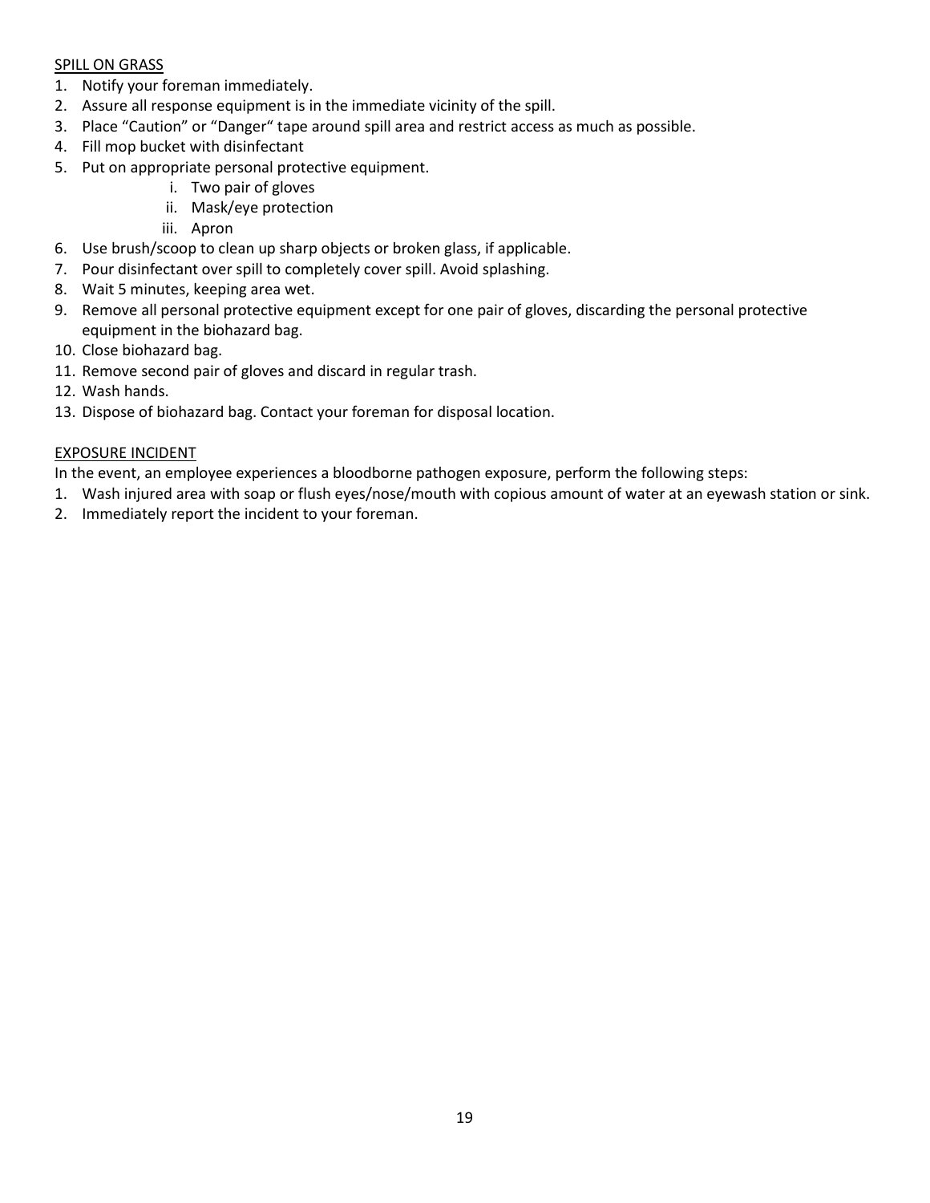SPILL ON GRASS

1. Notify your foreman immediately.
2. Assure all response equipment is in the immediate vicinity of the spill.
3. Place "Caution" or "Danger" tape around spill area and restrict access as much as possible.
4. Fill mop bucket with disinfectant
5. Put on appropriate personal protective equipment.
    i. Two pair of gloves
    ii. Mask/eye protection
    iii. Apron
6. Use brush/scoop to clean up sharp objects or broken glass, if applicable.
7. Pour disinfectant over spill to completely cover spill. Avoid splashing.
8. Wait 5 minutes, keeping area wet.
9. Remove all personal protective equipment except for one pair of gloves, discarding the personal protective equipment in the biohazard bag.
10. Close biohazard bag.
11. Remove second pair of gloves and discard in regular trash.
12. Wash hands.
13. Dispose of biohazard bag. Contact your foreman for disposal location.

EXPOSURE INCIDENT

In the event, an employee experiences a bloodborne pathogen exposure, perform the following steps:

1. Wash injured area with soap or flush eyes/nose/mouth with copious amount of water at an eyewash station or sink.
2. Immediately report the incident to your foreman.